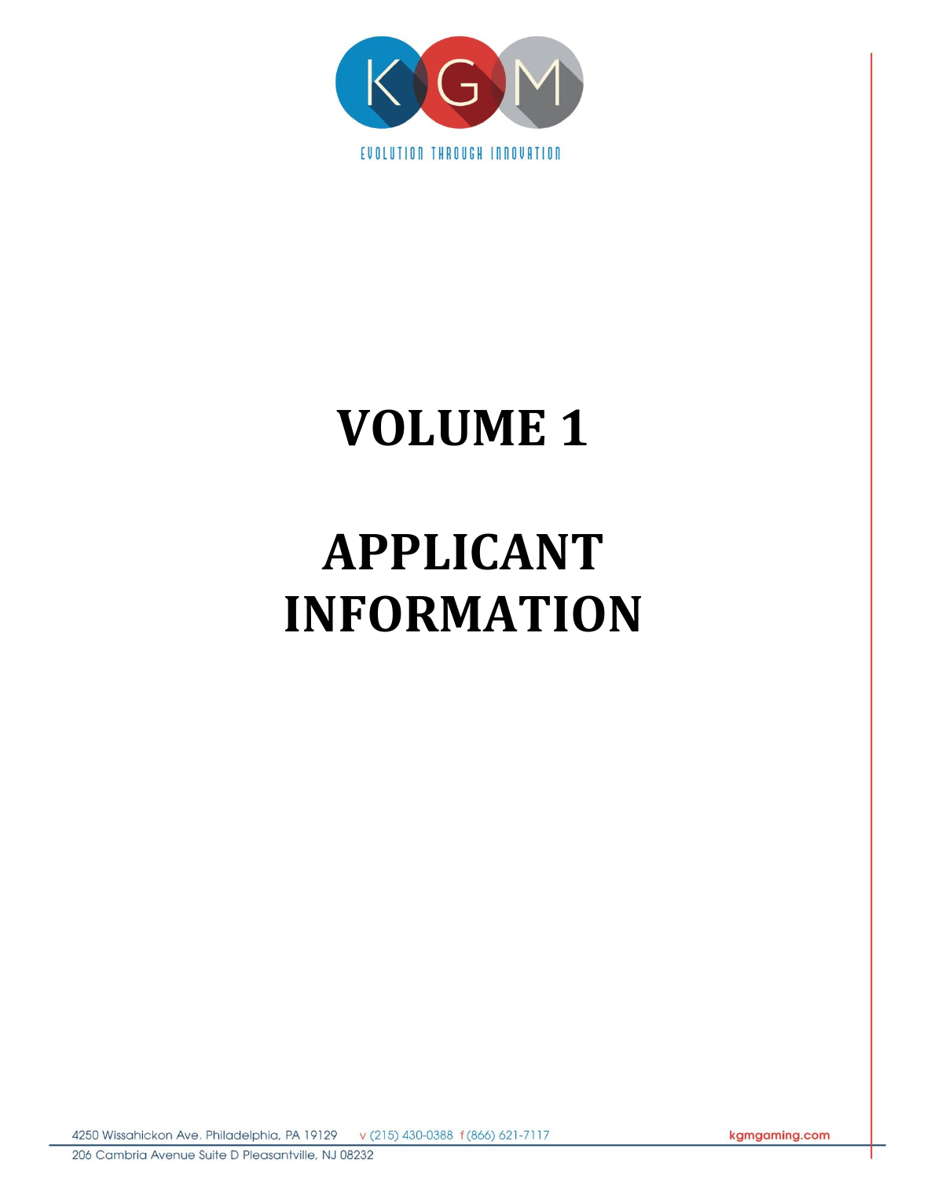KGM

EVOLUTION THROUGH INNOVATION

# VOLUME 1

# APPLICANT INFORMATION

4250 Wissahickon Ave. Philadelphia, PA 19129 v (215) 430-0388 f (866) 621-7117 kgmgaming.com

206 Cambria Avenue Suite D Pleasantville, NJ 08232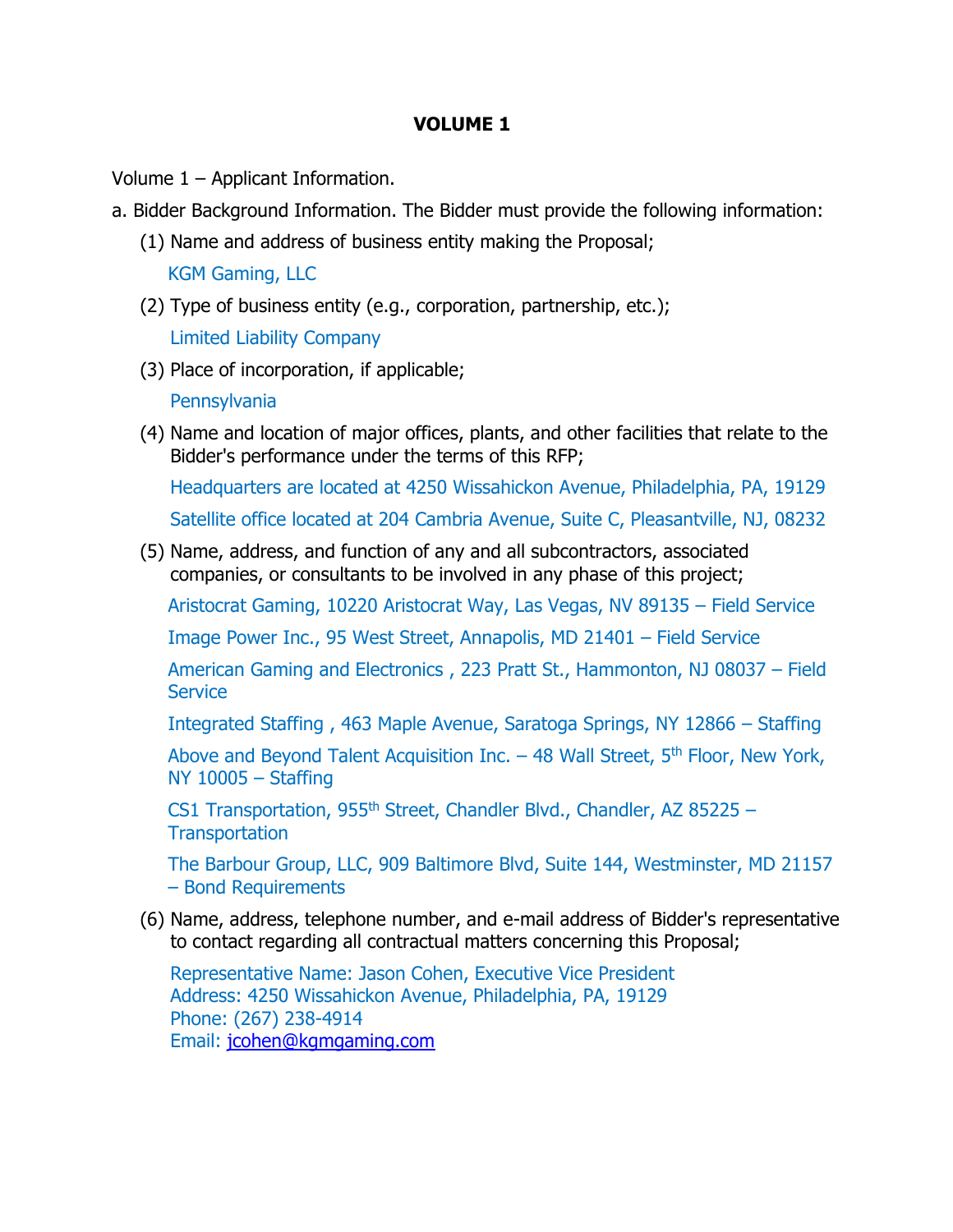# VOLUME 1

Volume 1 – Applicant Information.

a. Bidder Background Information. The Bidder must provide the following information:

(1) Name and address of business entity making the Proposal;

KGM Gaming, LLC

(2) Type of business entity (e.g., corporation, partnership, etc.);

Limited Liability Company

(3) Place of incorporation, if applicable;

Pennsylvania

(4) Name and location of major offices, plants, and other facilities that relate to the Bidder's performance under the terms of this RFP;

Headquarters are located at 4250 Wissahickon Avenue, Philadelphia, PA, 19129

Satellite office located at 204 Cambria Avenue, Suite C, Pleasantville, NJ, 08232

(5) Name, address, and function of any and all subcontractors, associated companies, or consultants to be involved in any phase of this project;

Aristocrat Gaming, 10220 Aristocrat Way, Las Vegas, NV 89135 – Field Service

Image Power Inc., 95 West Street, Annapolis, MD 21401 – Field Service

American Gaming and Electronics , 223 Pratt St., Hammonton, NJ 08037 – Field Service

Integrated Staffing , 463 Maple Avenue, Saratoga Springs, NY 12866 – Staffing

Above and Beyond Talent Acquisition Inc. – 48 Wall Street, 5th Floor, New York, NY 10005 – Staffing

CS1 Transportation, 955th Street, Chandler Blvd., Chandler, AZ 85225 – Transportation

The Barbour Group, LLC, 909 Baltimore Blvd, Suite 144, Westminster, MD 21157 – Bond Requirements

(6) Name, address, telephone number, and e-mail address of Bidder's representative to contact regarding all contractual matters concerning this Proposal;

Representative Name: Jason Cohen, Executive Vice President
Address: 4250 Wissahickon Avenue, Philadelphia, PA, 19129
Phone: (267) 238-4914
Email: jcohen@kgmgaming.com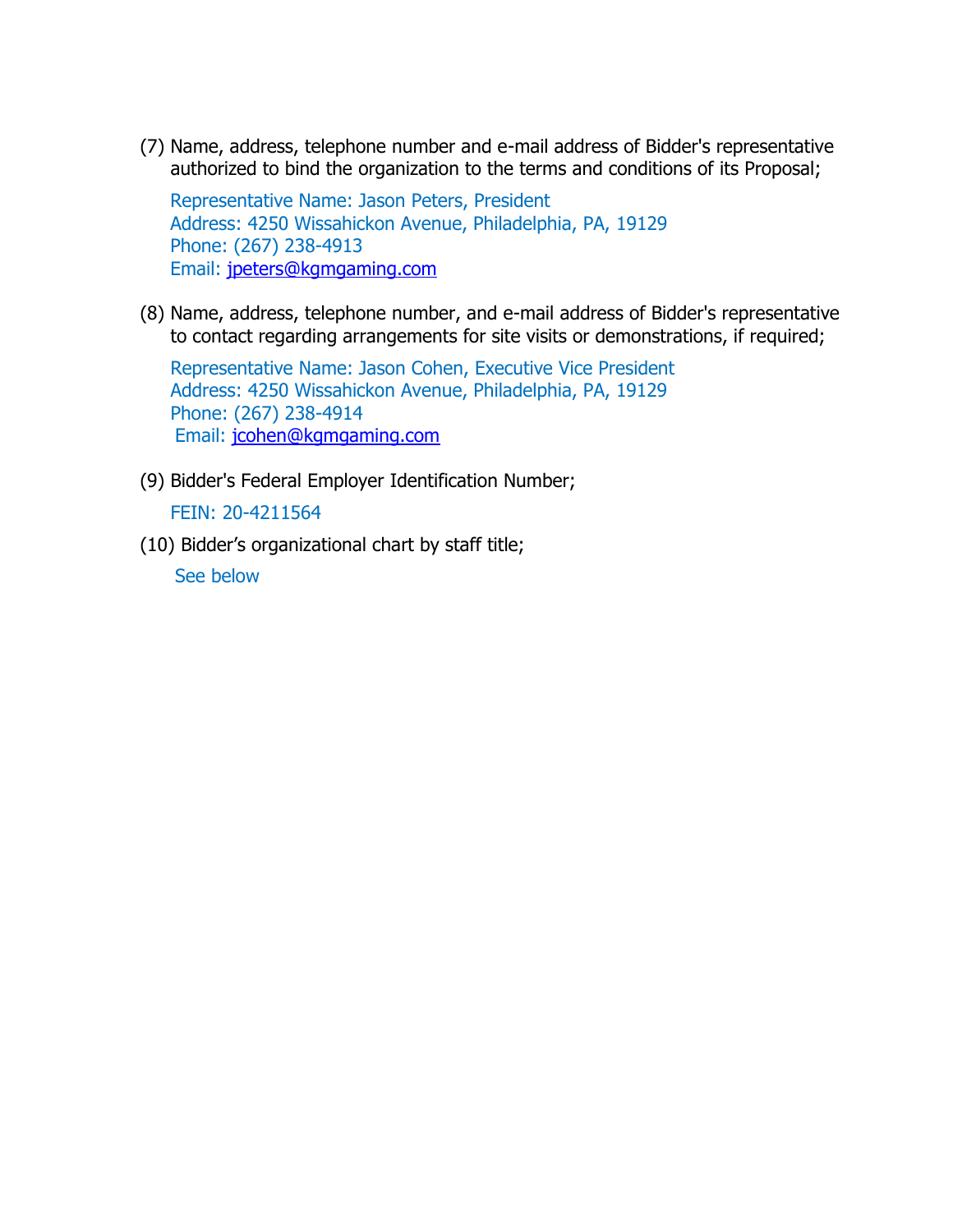(7) Name, address, telephone number and e-mail address of Bidder's representative authorized to bind the organization to the terms and conditions of its Proposal;

Representative Name: Jason Peters, President
Address: 4250 Wissahickon Avenue, Philadelphia, PA, 19129
Phone: (267) 238-4913
Email: jpeters@kgmgaming.com

(8) Name, address, telephone number, and e-mail address of Bidder's representative to contact regarding arrangements for site visits or demonstrations, if required;

Representative Name: Jason Cohen, Executive Vice President
Address: 4250 Wissahickon Avenue, Philadelphia, PA, 19129
Phone: (267) 238-4914
Email: jcohen@kgmgaming.com

(9) Bidder's Federal Employer Identification Number;

FEIN: 20-4211564

(10) Bidder’s organizational chart by staff title;

See below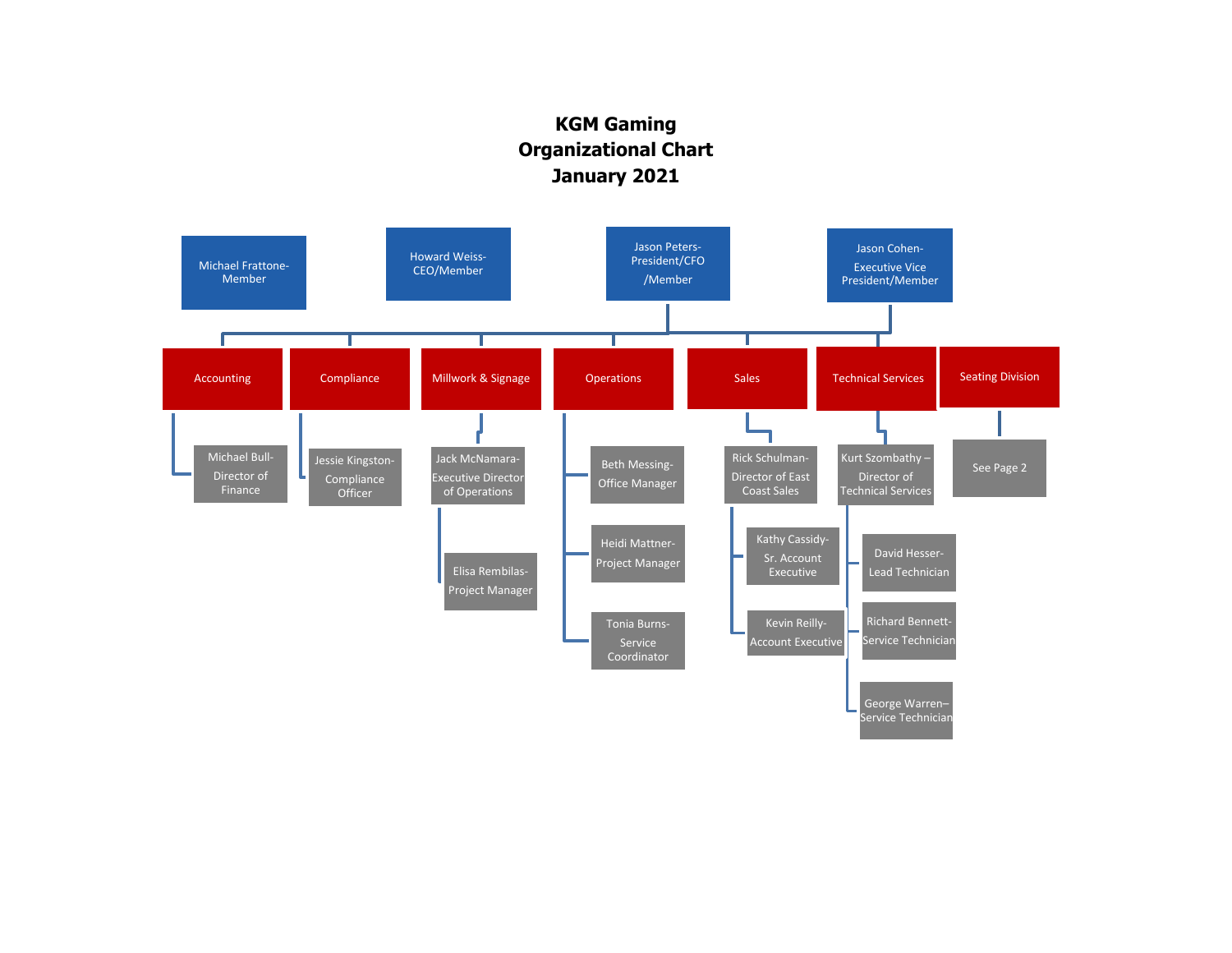# KGM Gaming
# Organizational Chart
# January 2021

**Members / Executives:**

- Michael Frattone- Member
- Howard Weiss- CEO/Member
- Jason Peters- President/CFO /Member
- Jason Cohen- Executive Vice President/Member

**Departments:**

- **Accounting**
  - Michael Bull- Director of Finance
- **Compliance**
  - Jessie Kingston- Compliance Officer
- **Millwork & Signage**
  - Jack McNamara- Executive Director of Operations
    - Elisa Rembilas- Project Manager
- **Operations**
  - Beth Messing- Office Manager
  - Heidi Mattner- Project Manager
  - Tonia Burns- Service Coordinator
- **Sales**
  - Rick Schulman- Director of East Coast Sales
    - Kathy Cassidy- Sr. Account Executive
    - Kevin Reilly- Account Executive
- **Technical Services**
  - Kurt Szombathy – Director of Technical Services
    - David Hesser- Lead Technician
    - Richard Bennett- Service Technician
    - George Warren– Service Technician
- **Seating Division**
  - See Page 2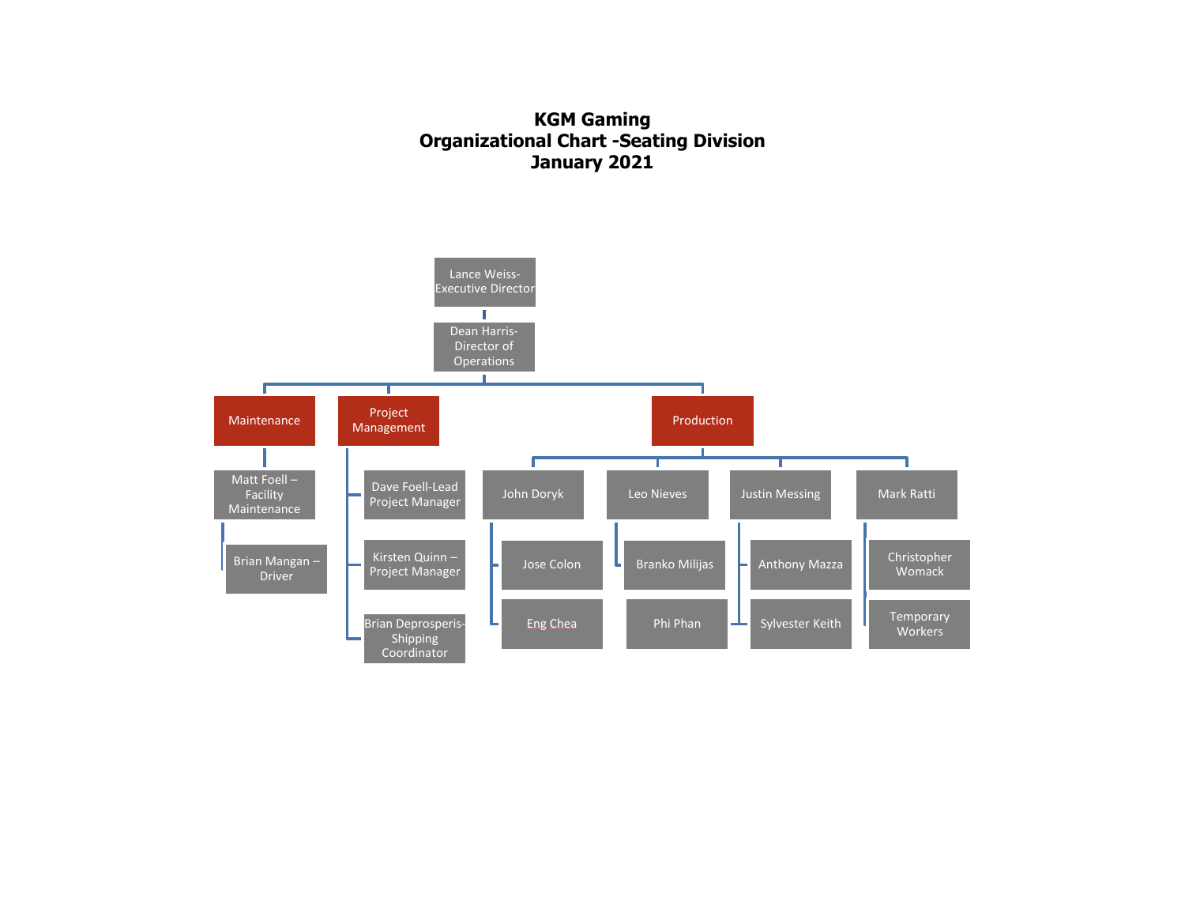# KGM Gaming
## Organizational Chart -Seating Division
## January 2021

- Lance Weiss- Executive Director
  - Dean Harris- Director of Operations
    - **Maintenance**
      - Matt Foell – Facility Maintenance
        - Brian Mangan – Driver
    - **Project Management**
      - Dave Foell-Lead Project Manager
      - Kirsten Quinn – Project Manager
      - Brian Deprosperis- Shipping Coordinator
    - **Production**
      - John Doryk
        - Jose Colon
        - Eng Chea
      - Leo Nieves
        - Branko Milijas
        - Phi Phan
      - Justin Messing
        - Anthony Mazza
        - Sylvester Keith
      - Mark Ratti
        - Christopher Womack
        - Temporary Workers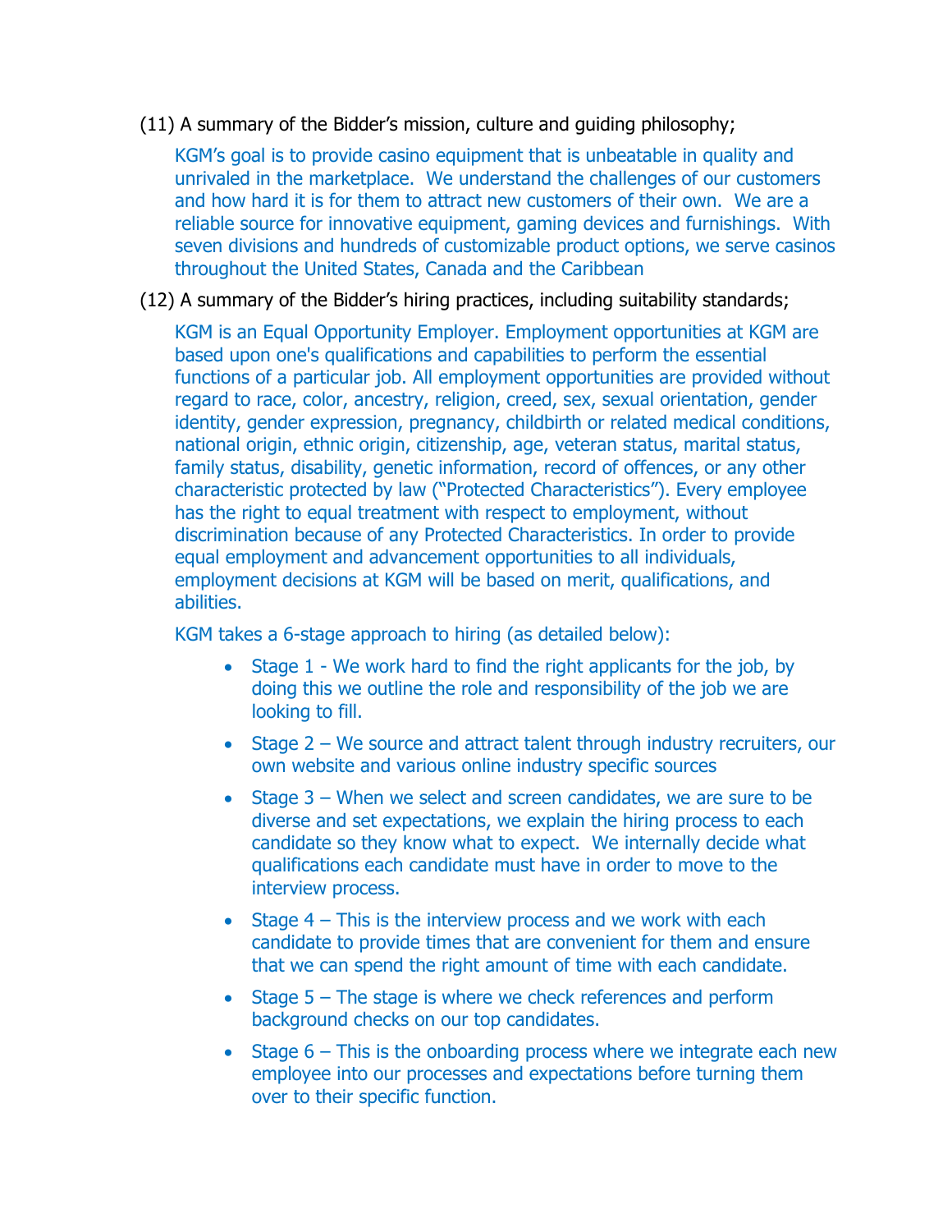(11) A summary of the Bidder's mission, culture and guiding philosophy;

KGM's goal is to provide casino equipment that is unbeatable in quality and unrivaled in the marketplace. We understand the challenges of our customers and how hard it is for them to attract new customers of their own. We are a reliable source for innovative equipment, gaming devices and furnishings. With seven divisions and hundreds of customizable product options, we serve casinos throughout the United States, Canada and the Caribbean

(12) A summary of the Bidder's hiring practices, including suitability standards;

KGM is an Equal Opportunity Employer. Employment opportunities at KGM are based upon one's qualifications and capabilities to perform the essential functions of a particular job. All employment opportunities are provided without regard to race, color, ancestry, religion, creed, sex, sexual orientation, gender identity, gender expression, pregnancy, childbirth or related medical conditions, national origin, ethnic origin, citizenship, age, veteran status, marital status, family status, disability, genetic information, record of offences, or any other characteristic protected by law ("Protected Characteristics"). Every employee has the right to equal treatment with respect to employment, without discrimination because of any Protected Characteristics. In order to provide equal employment and advancement opportunities to all individuals, employment decisions at KGM will be based on merit, qualifications, and abilities.

KGM takes a 6-stage approach to hiring (as detailed below):

- Stage 1 - We work hard to find the right applicants for the job, by doing this we outline the role and responsibility of the job we are looking to fill.
- Stage 2 – We source and attract talent through industry recruiters, our own website and various online industry specific sources
- Stage 3 – When we select and screen candidates, we are sure to be diverse and set expectations, we explain the hiring process to each candidate so they know what to expect. We internally decide what qualifications each candidate must have in order to move to the interview process.
- Stage 4 – This is the interview process and we work with each candidate to provide times that are convenient for them and ensure that we can spend the right amount of time with each candidate.
- Stage 5 – The stage is where we check references and perform background checks on our top candidates.
- Stage 6 – This is the onboarding process where we integrate each new employee into our processes and expectations before turning them over to their specific function.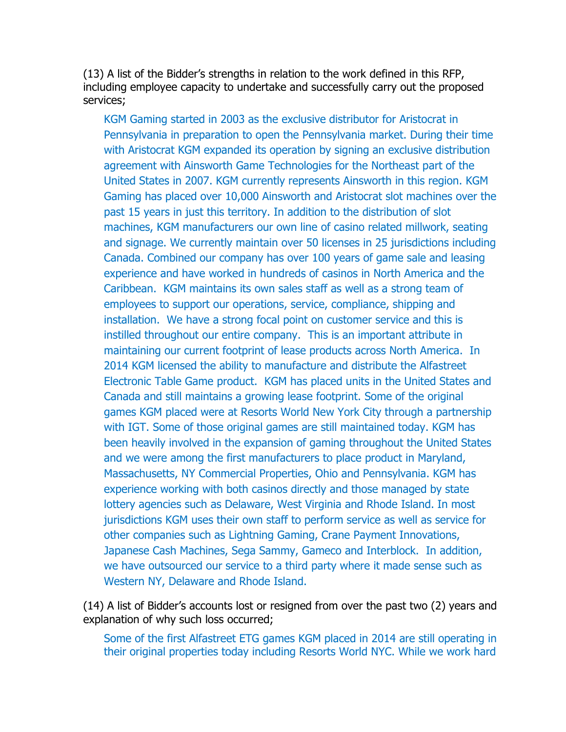(13) A list of the Bidder's strengths in relation to the work defined in this RFP, including employee capacity to undertake and successfully carry out the proposed services;

KGM Gaming started in 2003 as the exclusive distributor for Aristocrat in Pennsylvania in preparation to open the Pennsylvania market. During their time with Aristocrat KGM expanded its operation by signing an exclusive distribution agreement with Ainsworth Game Technologies for the Northeast part of the United States in 2007. KGM currently represents Ainsworth in this region. KGM Gaming has placed over 10,000 Ainsworth and Aristocrat slot machines over the past 15 years in just this territory. In addition to the distribution of slot machines, KGM manufacturers our own line of casino related millwork, seating and signage. We currently maintain over 50 licenses in 25 jurisdictions including Canada. Combined our company has over 100 years of game sale and leasing experience and have worked in hundreds of casinos in North America and the Caribbean. KGM maintains its own sales staff as well as a strong team of employees to support our operations, service, compliance, shipping and installation. We have a strong focal point on customer service and this is instilled throughout our entire company. This is an important attribute in maintaining our current footprint of lease products across North America. In 2014 KGM licensed the ability to manufacture and distribute the Alfastreet Electronic Table Game product. KGM has placed units in the United States and Canada and still maintains a growing lease footprint. Some of the original games KGM placed were at Resorts World New York City through a partnership with IGT. Some of those original games are still maintained today. KGM has been heavily involved in the expansion of gaming throughout the United States and we were among the first manufacturers to place product in Maryland, Massachusetts, NY Commercial Properties, Ohio and Pennsylvania. KGM has experience working with both casinos directly and those managed by state lottery agencies such as Delaware, West Virginia and Rhode Island. In most jurisdictions KGM uses their own staff to perform service as well as service for other companies such as Lightning Gaming, Crane Payment Innovations, Japanese Cash Machines, Sega Sammy, Gameco and Interblock. In addition, we have outsourced our service to a third party where it made sense such as Western NY, Delaware and Rhode Island.

(14) A list of Bidder's accounts lost or resigned from over the past two (2) years and explanation of why such loss occurred;

Some of the first Alfastreet ETG games KGM placed in 2014 are still operating in their original properties today including Resorts World NYC. While we work hard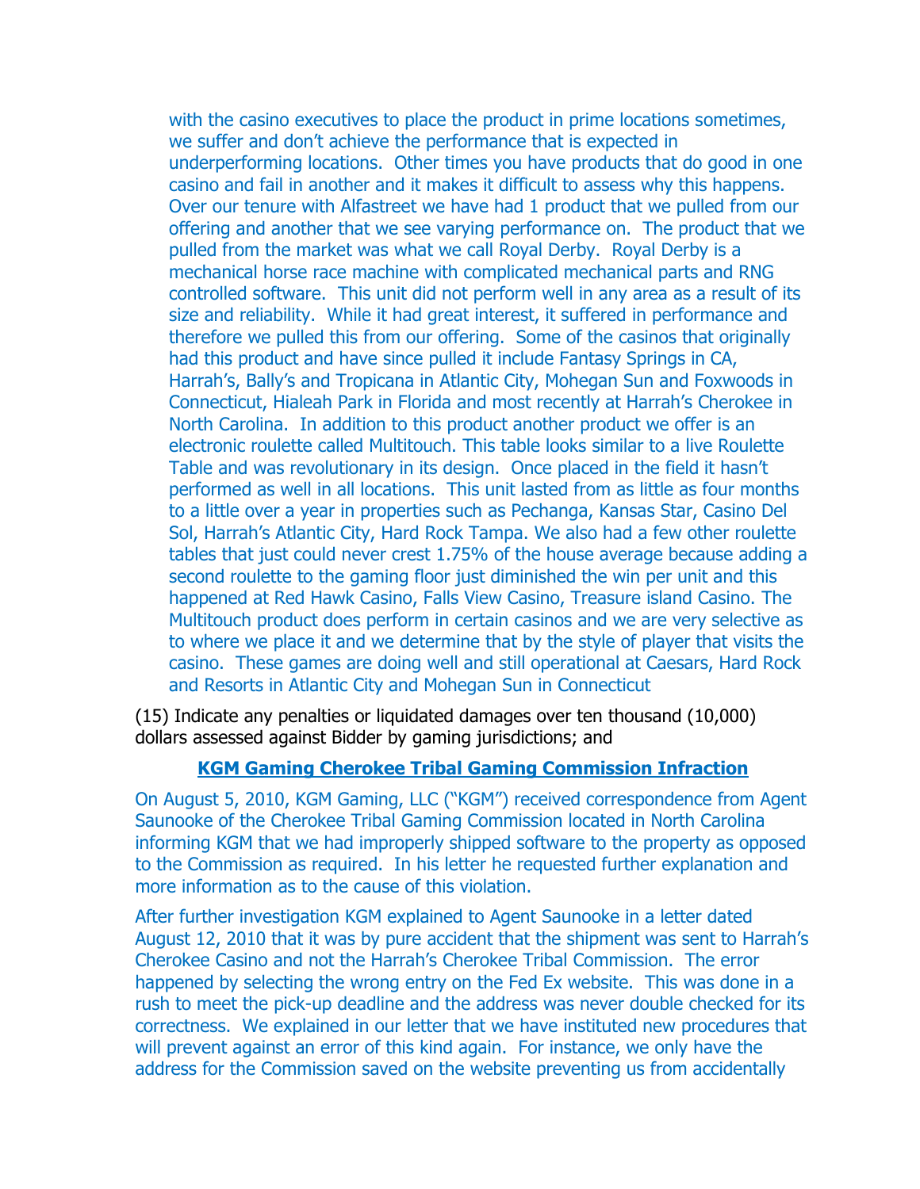with the casino executives to place the product in prime locations sometimes, we suffer and don't achieve the performance that is expected in underperforming locations. Other times you have products that do good in one casino and fail in another and it makes it difficult to assess why this happens. Over our tenure with Alfastreet we have had 1 product that we pulled from our offering and another that we see varying performance on. The product that we pulled from the market was what we call Royal Derby. Royal Derby is a mechanical horse race machine with complicated mechanical parts and RNG controlled software. This unit did not perform well in any area as a result of its size and reliability. While it had great interest, it suffered in performance and therefore we pulled this from our offering. Some of the casinos that originally had this product and have since pulled it include Fantasy Springs in CA, Harrah's, Bally's and Tropicana in Atlantic City, Mohegan Sun and Foxwoods in Connecticut, Hialeah Park in Florida and most recently at Harrah's Cherokee in North Carolina. In addition to this product another product we offer is an electronic roulette called Multitouch. This table looks similar to a live Roulette Table and was revolutionary in its design. Once placed in the field it hasn't performed as well in all locations. This unit lasted from as little as four months to a little over a year in properties such as Pechanga, Kansas Star, Casino Del Sol, Harrah's Atlantic City, Hard Rock Tampa. We also had a few other roulette tables that just could never crest 1.75% of the house average because adding a second roulette to the gaming floor just diminished the win per unit and this happened at Red Hawk Casino, Falls View Casino, Treasure island Casino. The Multitouch product does perform in certain casinos and we are very selective as to where we place it and we determine that by the style of player that visits the casino. These games are doing well and still operational at Caesars, Hard Rock and Resorts in Atlantic City and Mohegan Sun in Connecticut

(15) Indicate any penalties or liquidated damages over ten thousand (10,000) dollars assessed against Bidder by gaming jurisdictions; and

## KGM Gaming Cherokee Tribal Gaming Commission Infraction

On August 5, 2010, KGM Gaming, LLC ("KGM") received correspondence from Agent Saunooke of the Cherokee Tribal Gaming Commission located in North Carolina informing KGM that we had improperly shipped software to the property as opposed to the Commission as required. In his letter he requested further explanation and more information as to the cause of this violation.

After further investigation KGM explained to Agent Saunooke in a letter dated August 12, 2010 that it was by pure accident that the shipment was sent to Harrah's Cherokee Casino and not the Harrah's Cherokee Tribal Commission. The error happened by selecting the wrong entry on the Fed Ex website. This was done in a rush to meet the pick-up deadline and the address was never double checked for its correctness. We explained in our letter that we have instituted new procedures that will prevent against an error of this kind again. For instance, we only have the address for the Commission saved on the website preventing us from accidentally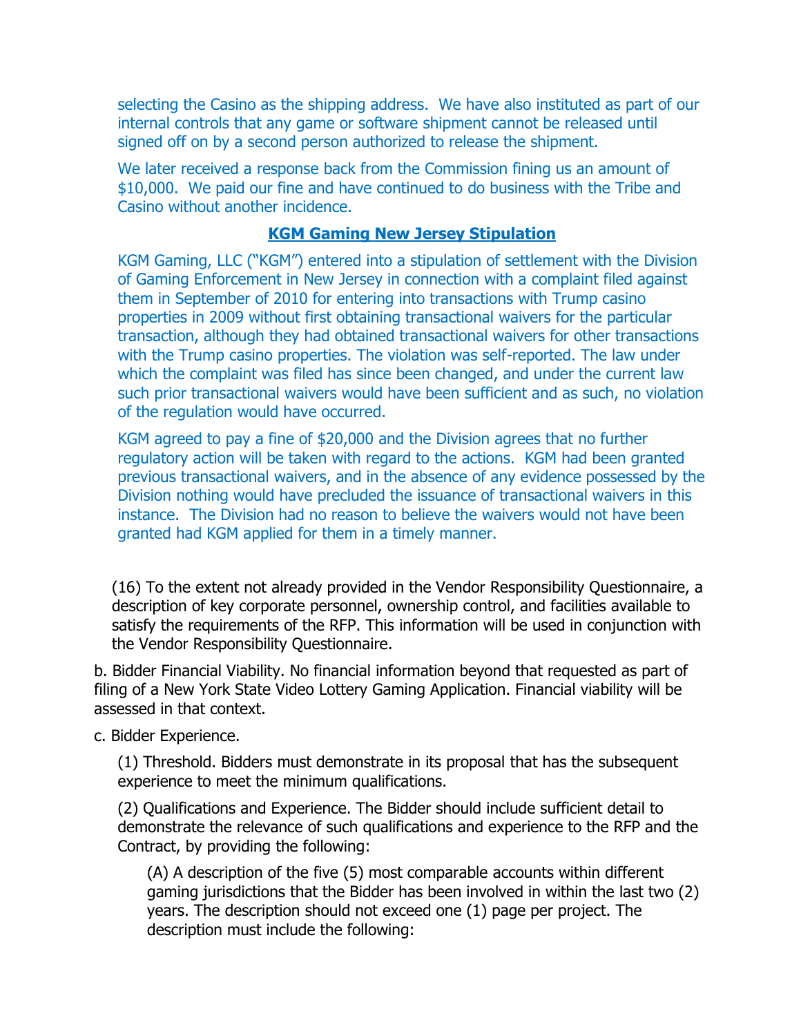selecting the Casino as the shipping address. We have also instituted as part of our internal controls that any game or software shipment cannot be released until signed off on by a second person authorized to release the shipment.

We later received a response back from the Commission fining us an amount of $10,000. We paid our fine and have continued to do business with the Tribe and Casino without another incidence.

**KGM Gaming New Jersey Stipulation**

KGM Gaming, LLC ("KGM") entered into a stipulation of settlement with the Division of Gaming Enforcement in New Jersey in connection with a complaint filed against them in September of 2010 for entering into transactions with Trump casino properties in 2009 without first obtaining transactional waivers for the particular transaction, although they had obtained transactional waivers for other transactions with the Trump casino properties. The violation was self-reported. The law under which the complaint was filed has since been changed, and under the current law such prior transactional waivers would have been sufficient and as such, no violation of the regulation would have occurred.

KGM agreed to pay a fine of $20,000 and the Division agrees that no further regulatory action will be taken with regard to the actions. KGM had been granted previous transactional waivers, and in the absence of any evidence possessed by the Division nothing would have precluded the issuance of transactional waivers in this instance. The Division had no reason to believe the waivers would not have been granted had KGM applied for them in a timely manner.

(16) To the extent not already provided in the Vendor Responsibility Questionnaire, a description of key corporate personnel, ownership control, and facilities available to satisfy the requirements of the RFP. This information will be used in conjunction with the Vendor Responsibility Questionnaire.

b. Bidder Financial Viability. No financial information beyond that requested as part of filing of a New York State Video Lottery Gaming Application. Financial viability will be assessed in that context.

c. Bidder Experience.

(1) Threshold. Bidders must demonstrate in its proposal that has the subsequent experience to meet the minimum qualifications.

(2) Qualifications and Experience. The Bidder should include sufficient detail to demonstrate the relevance of such qualifications and experience to the RFP and the Contract, by providing the following:

(A) A description of the five (5) most comparable accounts within different gaming jurisdictions that the Bidder has been involved in within the last two (2) years. The description should not exceed one (1) page per project. The description must include the following: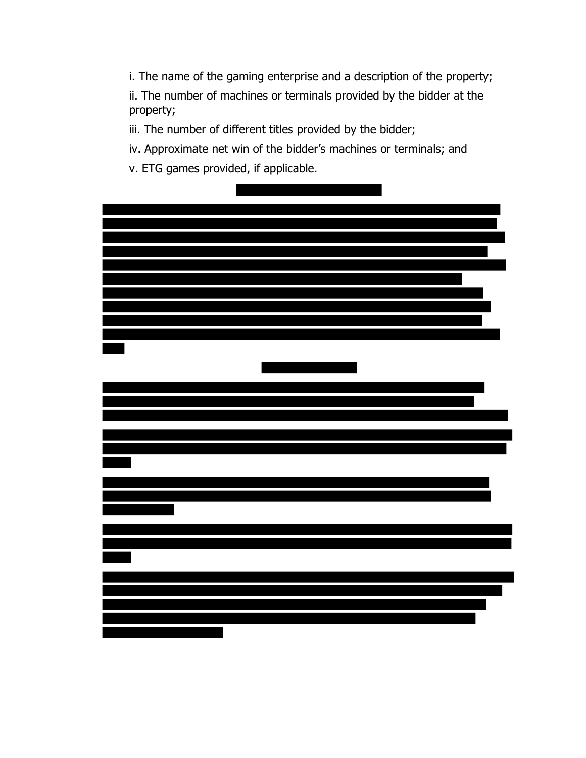i. The name of the gaming enterprise and a description of the property;

ii. The number of machines or terminals provided by the bidder at the property;

iii. The number of different titles provided by the bidder;

iv. Approximate net win of the bidder's machines or terminals; and

v. ETG games provided, if applicable.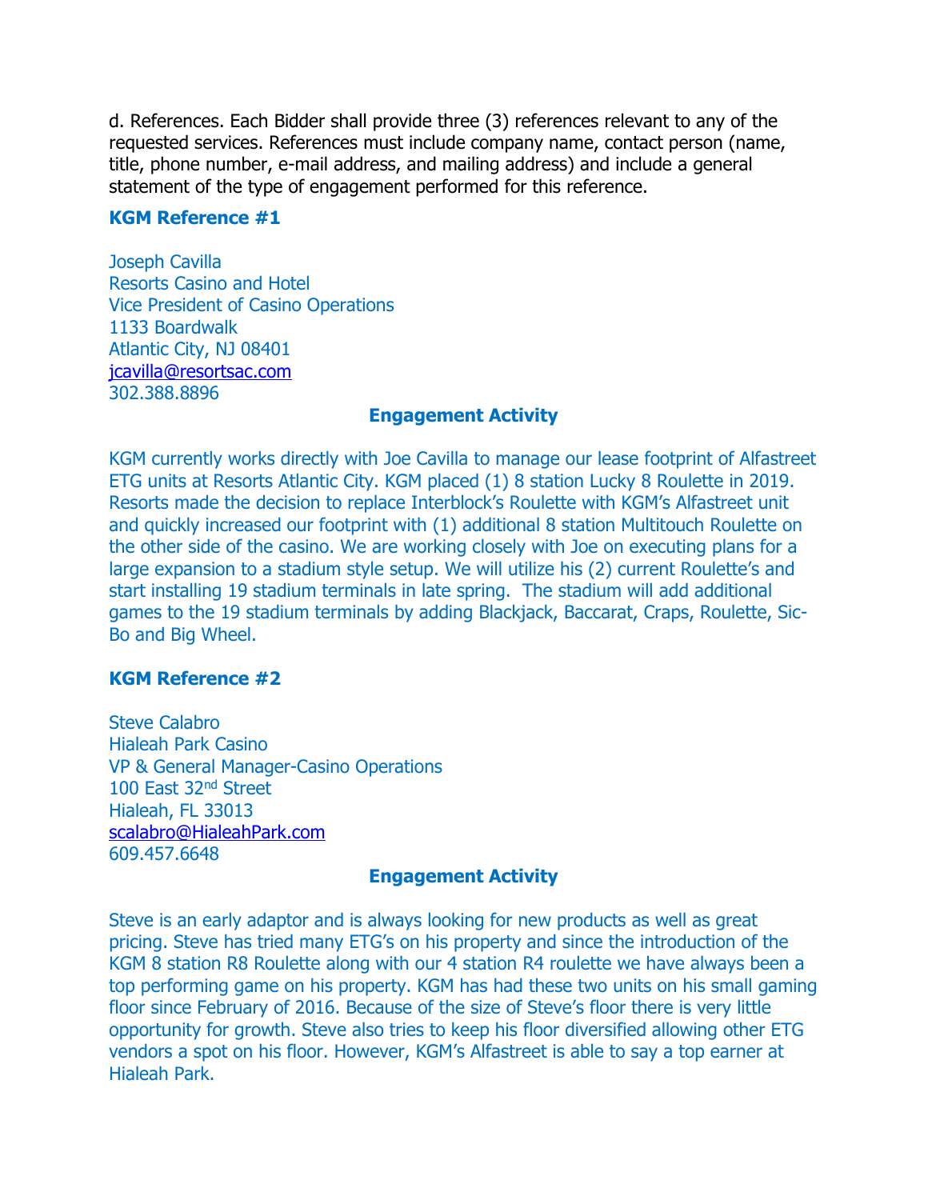d. References. Each Bidder shall provide three (3) references relevant to any of the requested services. References must include company name, contact person (name, title, phone number, e-mail address, and mailing address) and include a general statement of the type of engagement performed for this reference.

### KGM Reference #1

Joseph Cavilla
Resorts Casino and Hotel
Vice President of Casino Operations
1133 Boardwalk
Atlantic City, NJ 08401
jcavilla@resortsac.com
302.388.8896

**Engagement Activity**

KGM currently works directly with Joe Cavilla to manage our lease footprint of Alfastreet ETG units at Resorts Atlantic City. KGM placed (1) 8 station Lucky 8 Roulette in 2019. Resorts made the decision to replace Interblock's Roulette with KGM's Alfastreet unit and quickly increased our footprint with (1) additional 8 station Multitouch Roulette on the other side of the casino. We are working closely with Joe on executing plans for a large expansion to a stadium style setup. We will utilize his (2) current Roulette's and start installing 19 stadium terminals in late spring. The stadium will add additional games to the 19 stadium terminals by adding Blackjack, Baccarat, Craps, Roulette, Sic-Bo and Big Wheel.

### KGM Reference #2

Steve Calabro
Hialeah Park Casino
VP & General Manager-Casino Operations
100 East 32nd Street
Hialeah, FL 33013
scalabro@HialeahPark.com
609.457.6648

**Engagement Activity**

Steve is an early adaptor and is always looking for new products as well as great pricing. Steve has tried many ETG's on his property and since the introduction of the KGM 8 station R8 Roulette along with our 4 station R4 roulette we have always been a top performing game on his property. KGM has had these two units on his small gaming floor since February of 2016. Because of the size of Steve's floor there is very little opportunity for growth. Steve also tries to keep his floor diversified allowing other ETG vendors a spot on his floor. However, KGM's Alfastreet is able to say a top earner at Hialeah Park.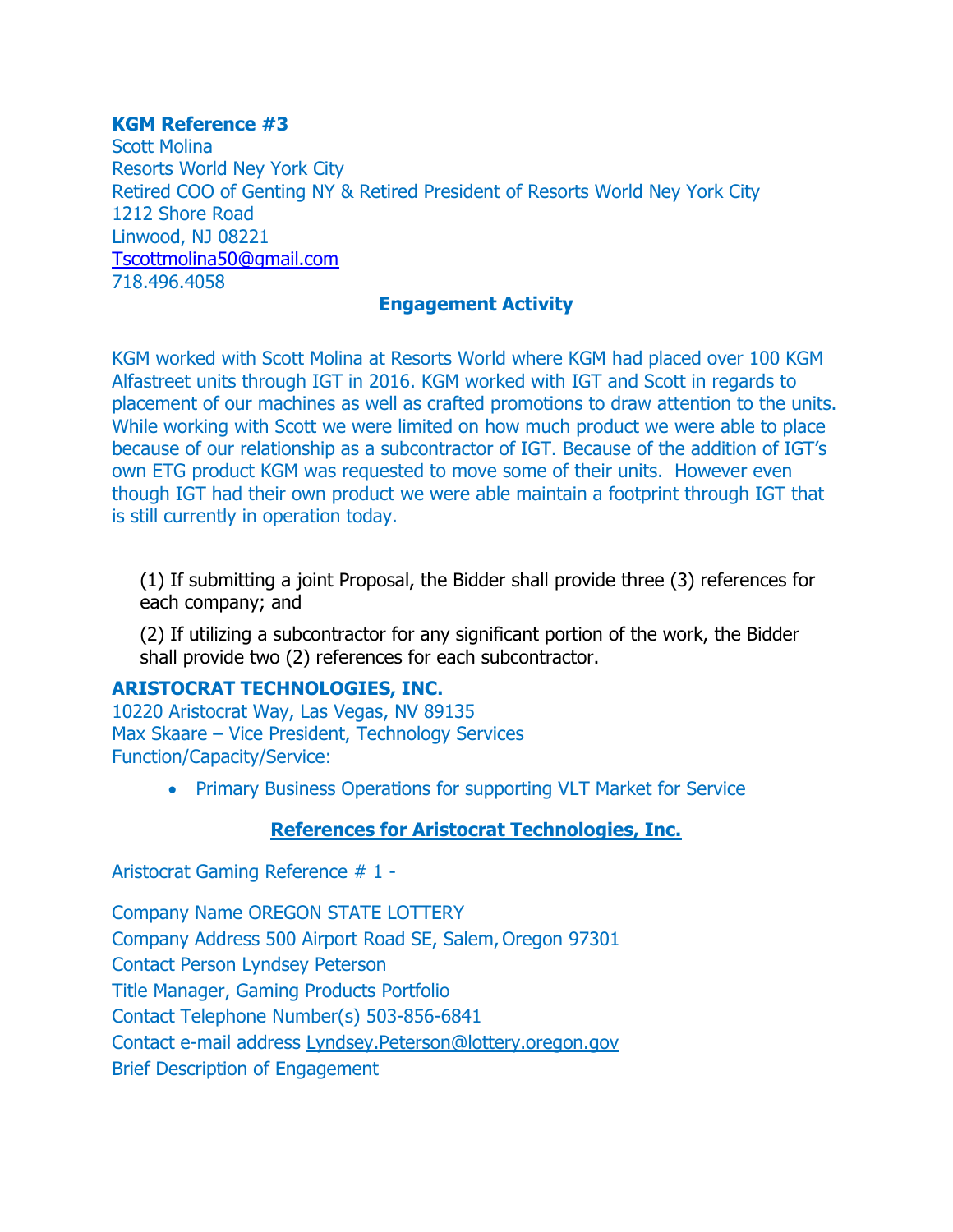**KGM Reference #3**
Scott Molina
Resorts World Ney York City
Retired COO of Genting NY & Retired President of Resorts World Ney York City
1212 Shore Road
Linwood, NJ 08221
Tscottmolina50@gmail.com
718.496.4058

**Engagement Activity**

KGM worked with Scott Molina at Resorts World where KGM had placed over 100 KGM Alfastreet units through IGT in 2016. KGM worked with IGT and Scott in regards to placement of our machines as well as crafted promotions to draw attention to the units. While working with Scott we were limited on how much product we were able to place because of our relationship as a subcontractor of IGT. Because of the addition of IGT's own ETG product KGM was requested to move some of their units. However even though IGT had their own product we were able maintain a footprint through IGT that is still currently in operation today.

(1) If submitting a joint Proposal, the Bidder shall provide three (3) references for each company; and

(2) If utilizing a subcontractor for any significant portion of the work, the Bidder shall provide two (2) references for each subcontractor.

**ARISTOCRAT TECHNOLOGIES, INC.**
10220 Aristocrat Way, Las Vegas, NV 89135
Max Skaare – Vice President, Technology Services
Function/Capacity/Service:

- Primary Business Operations for supporting VLT Market for Service

**References for Aristocrat Technologies, Inc.**

Aristocrat Gaming Reference # 1 -

Company Name OREGON STATE LOTTERY
Company Address 500 Airport Road SE, Salem, Oregon 97301
Contact Person Lyndsey Peterson
Title Manager, Gaming Products Portfolio
Contact Telephone Number(s) 503-856-6841
Contact e-mail address Lyndsey.Peterson@lottery.oregon.gov
Brief Description of Engagement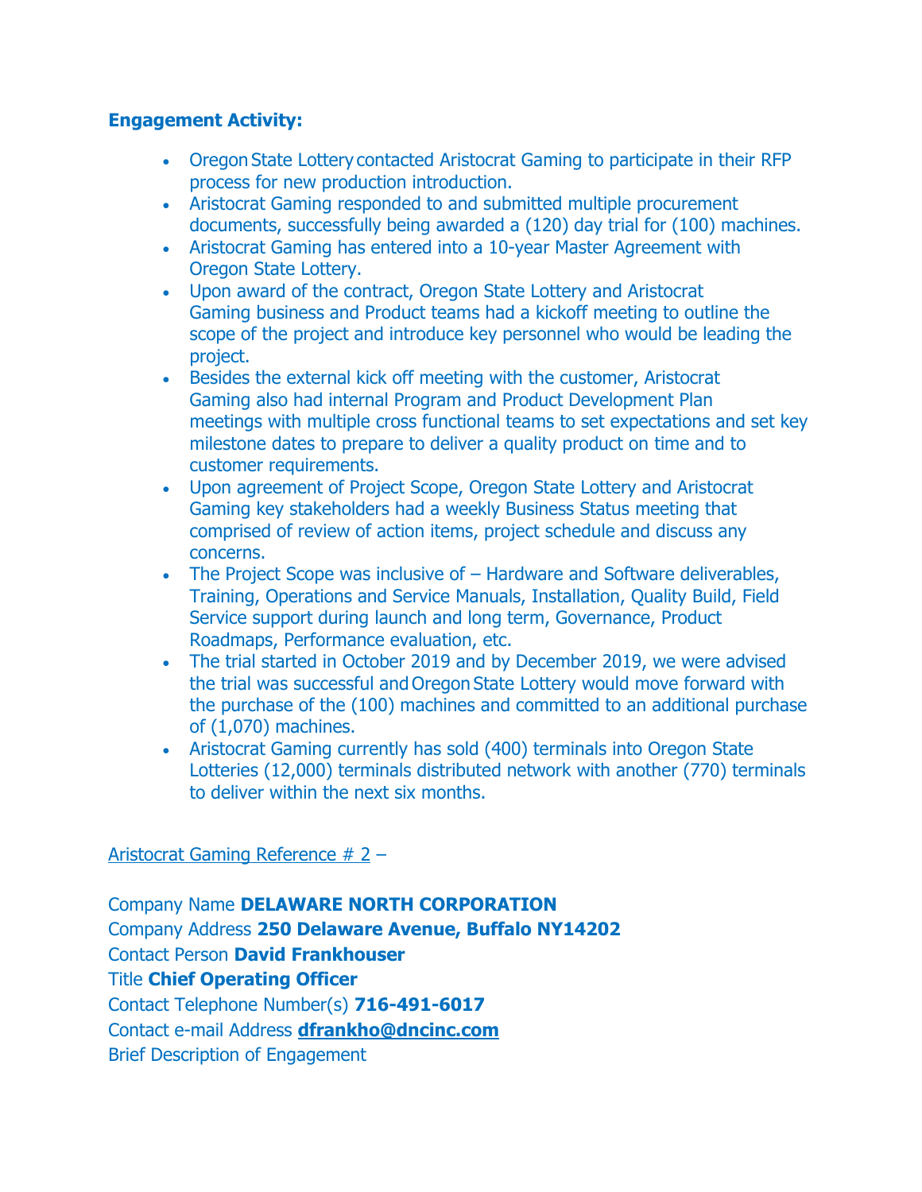**Engagement Activity:**

- Oregon State Lottery contacted Aristocrat Gaming to participate in their RFP process for new production introduction.
- Aristocrat Gaming responded to and submitted multiple procurement documents, successfully being awarded a (120) day trial for (100) machines.
- Aristocrat Gaming has entered into a 10-year Master Agreement with Oregon State Lottery.
- Upon award of the contract, Oregon State Lottery and Aristocrat Gaming business and Product teams had a kickoff meeting to outline the scope of the project and introduce key personnel who would be leading the project.
- Besides the external kick off meeting with the customer, Aristocrat Gaming also had internal Program and Product Development Plan meetings with multiple cross functional teams to set expectations and set key milestone dates to prepare to deliver a quality product on time and to customer requirements.
- Upon agreement of Project Scope, Oregon State Lottery and Aristocrat Gaming key stakeholders had a weekly Business Status meeting that comprised of review of action items, project schedule and discuss any concerns.
- The Project Scope was inclusive of – Hardware and Software deliverables, Training, Operations and Service Manuals, Installation, Quality Build, Field Service support during launch and long term, Governance, Product Roadmaps, Performance evaluation, etc.
- The trial started in October 2019 and by December 2019, we were advised the trial was successful and Oregon State Lottery would move forward with the purchase of the (100) machines and committed to an additional purchase of (1,070) machines.
- Aristocrat Gaming currently has sold (400) terminals into Oregon State Lotteries (12,000) terminals distributed network with another (770) terminals to deliver within the next six months.

Aristocrat Gaming Reference # 2 –

Company Name **DELAWARE NORTH CORPORATION**
Company Address **250 Delaware Avenue, Buffalo NY14202**
Contact Person **David Frankhouser**
Title **Chief Operating Officer**
Contact Telephone Number(s) **716-491-6017**
Contact e-mail Address **dfrankho@dncinc.com**
Brief Description of Engagement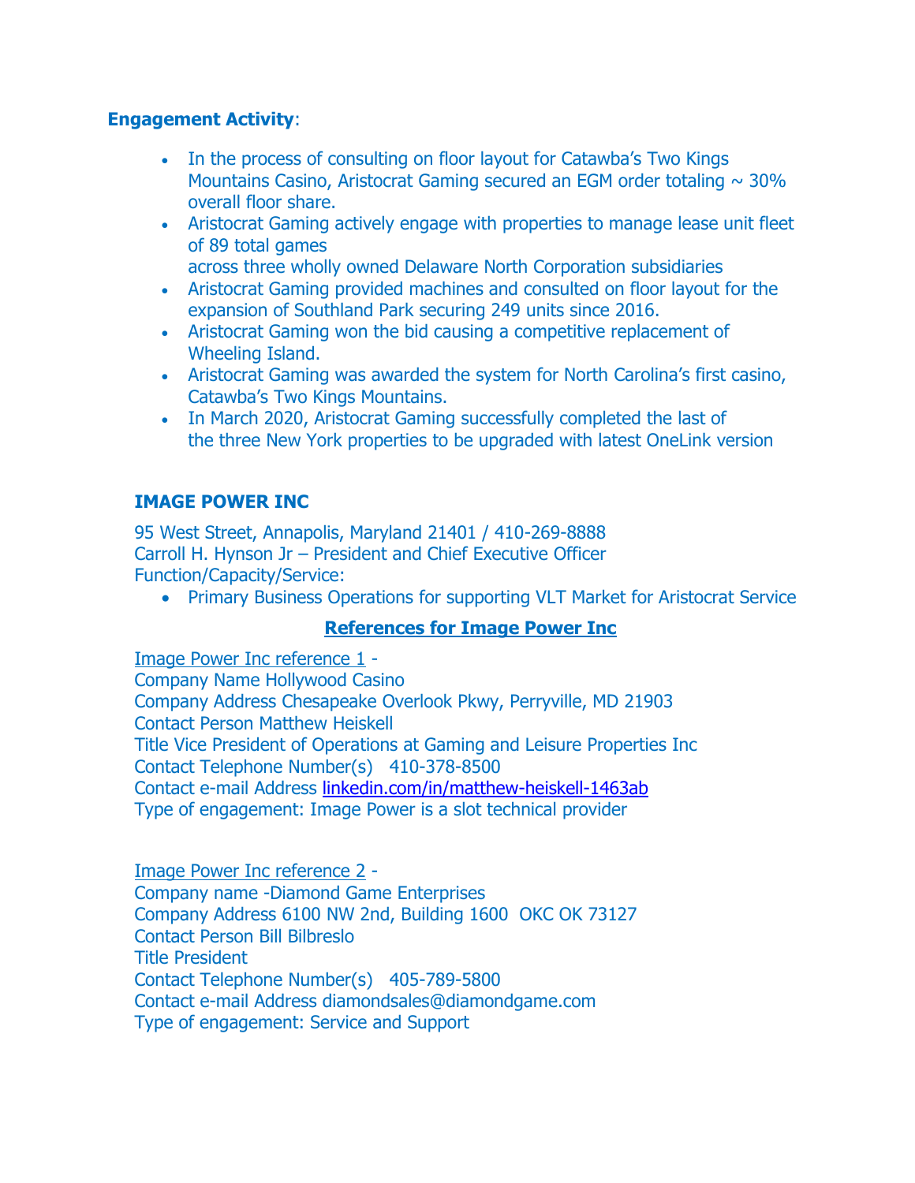**Engagement Activity**:

- In the process of consulting on floor layout for Catawba's Two Kings Mountains Casino, Aristocrat Gaming secured an EGM order totaling ~ 30% overall floor share.
- Aristocrat Gaming actively engage with properties to manage lease unit fleet of 89 total games
  across three wholly owned Delaware North Corporation subsidiaries
- Aristocrat Gaming provided machines and consulted on floor layout for the expansion of Southland Park securing 249 units since 2016.
- Aristocrat Gaming won the bid causing a competitive replacement of Wheeling Island.
- Aristocrat Gaming was awarded the system for North Carolina's first casino, Catawba's Two Kings Mountains.
- In March 2020, Aristocrat Gaming successfully completed the last of the three New York properties to be upgraded with latest OneLink version

**IMAGE POWER INC**

95 West Street, Annapolis, Maryland 21401 / 410-269-8888
Carroll H. Hynson Jr – President and Chief Executive Officer
Function/Capacity/Service:

- Primary Business Operations for supporting VLT Market for Aristocrat Service

**References for Image Power Inc**

Image Power Inc reference 1 -
Company Name Hollywood Casino
Company Address Chesapeake Overlook Pkwy, Perryville, MD 21903
Contact Person Matthew Heiskell
Title Vice President of Operations at Gaming and Leisure Properties Inc
Contact Telephone Number(s) 410-378-8500
Contact e-mail Address linkedin.com/in/matthew-heiskell-1463ab
Type of engagement: Image Power is a slot technical provider

Image Power Inc reference 2 -
Company name -Diamond Game Enterprises
Company Address 6100 NW 2nd, Building 1600 OKC OK 73127
Contact Person Bill Bilbreslo
Title President
Contact Telephone Number(s) 405-789-5800
Contact e-mail Address diamondsales@diamondgame.com
Type of engagement: Service and Support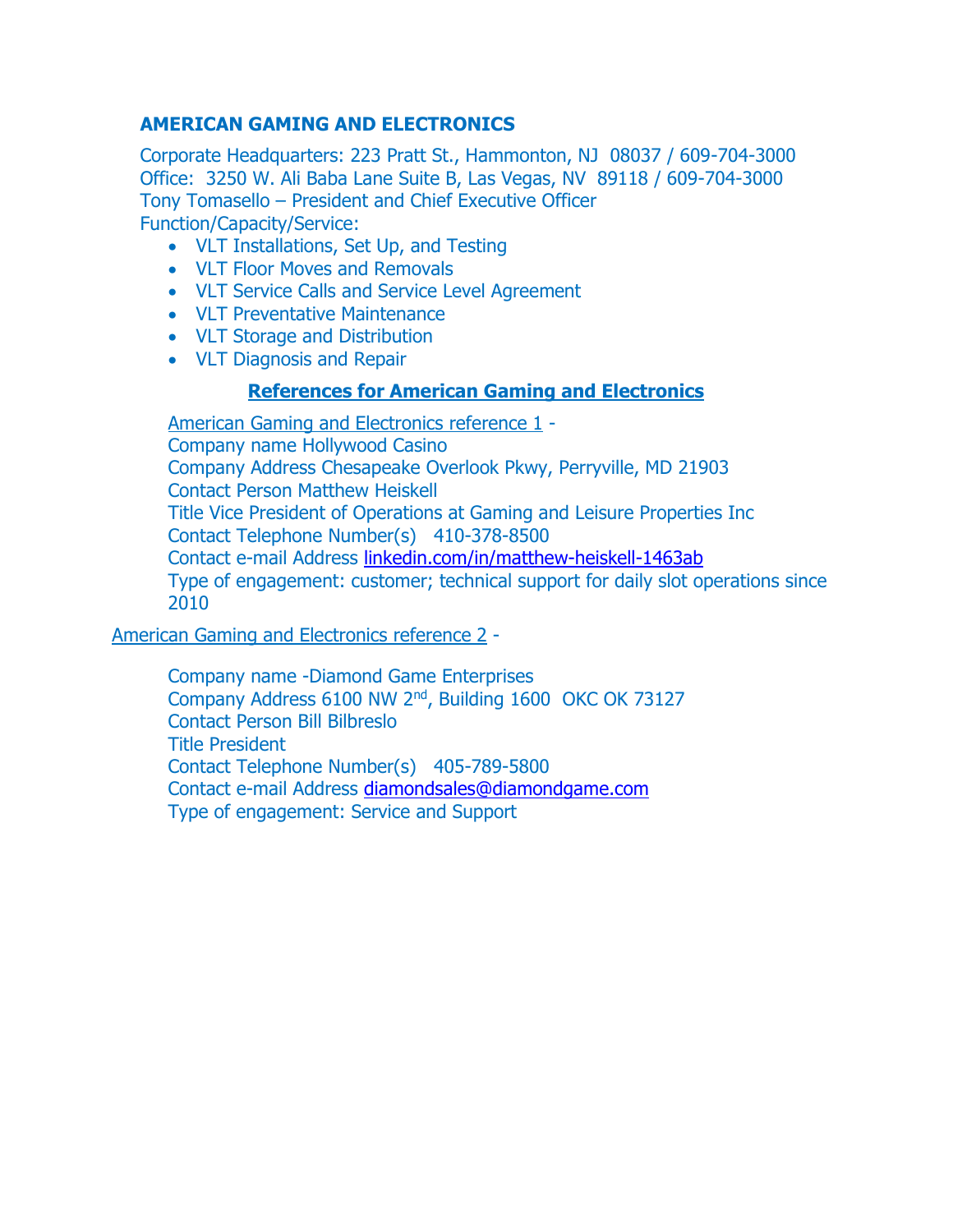**AMERICAN GAMING AND ELECTRONICS**

Corporate Headquarters: 223 Pratt St., Hammonton, NJ 08037 / 609-704-3000
Office: 3250 W. Ali Baba Lane Suite B, Las Vegas, NV 89118 / 609-704-3000
Tony Tomasello – President and Chief Executive Officer
Function/Capacity/Service:

- VLT Installations, Set Up, and Testing
- VLT Floor Moves and Removals
- VLT Service Calls and Service Level Agreement
- VLT Preventative Maintenance
- VLT Storage and Distribution
- VLT Diagnosis and Repair

**References for American Gaming and Electronics**

American Gaming and Electronics reference 1 -
Company name Hollywood Casino
Company Address Chesapeake Overlook Pkwy, Perryville, MD 21903
Contact Person Matthew Heiskell
Title Vice President of Operations at Gaming and Leisure Properties Inc
Contact Telephone Number(s) 410-378-8500
Contact e-mail Address linkedin.com/in/matthew-heiskell-1463ab
Type of engagement: customer; technical support for daily slot operations since 2010

American Gaming and Electronics reference 2 -

Company name -Diamond Game Enterprises
Company Address 6100 NW 2nd, Building 1600 OKC OK 73127
Contact Person Bill Bilbreslo
Title President
Contact Telephone Number(s) 405-789-5800
Contact e-mail Address diamondsales@diamondgame.com
Type of engagement: Service and Support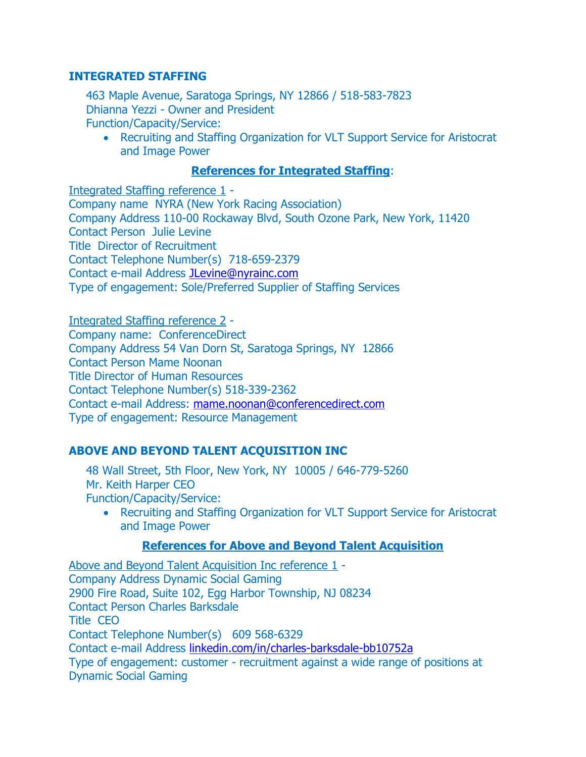### INTEGRATED STAFFING

463 Maple Avenue, Saratoga Springs, NY 12866 / 518-583-7823
Dhianna Yezzi - Owner and President
Function/Capacity/Service:

- Recruiting and Staffing Organization for VLT Support Service for Aristocrat and Image Power

**References for Integrated Staffing**:

Integrated Staffing reference 1 -
Company name NYRA (New York Racing Association)
Company Address 110-00 Rockaway Blvd, South Ozone Park, New York, 11420
Contact Person Julie Levine
Title Director of Recruitment
Contact Telephone Number(s) 718-659-2379
Contact e-mail Address JLevine@nyrainc.com
Type of engagement: Sole/Preferred Supplier of Staffing Services

Integrated Staffing reference 2 -
Company name: ConferenceDirect
Company Address 54 Van Dorn St, Saratoga Springs, NY 12866
Contact Person Mame Noonan
Title Director of Human Resources
Contact Telephone Number(s) 518-339-2362
Contact e-mail Address: mame.noonan@conferencedirect.com
Type of engagement: Resource Management

### ABOVE AND BEYOND TALENT ACQUISITION INC

48 Wall Street, 5th Floor, New York, NY 10005 / 646-779-5260
Mr. Keith Harper CEO
Function/Capacity/Service:

- Recruiting and Staffing Organization for VLT Support Service for Aristocrat and Image Power

**References for Above and Beyond Talent Acquisition**

Above and Beyond Talent Acquisition Inc reference 1 -
Company Address Dynamic Social Gaming
2900 Fire Road, Suite 102, Egg Harbor Township, NJ 08234
Contact Person Charles Barksdale
Title CEO
Contact Telephone Number(s) 609 568-6329
Contact e-mail Address linkedin.com/in/charles-barksdale-bb10752a
Type of engagement: customer - recruitment against a wide range of positions at Dynamic Social Gaming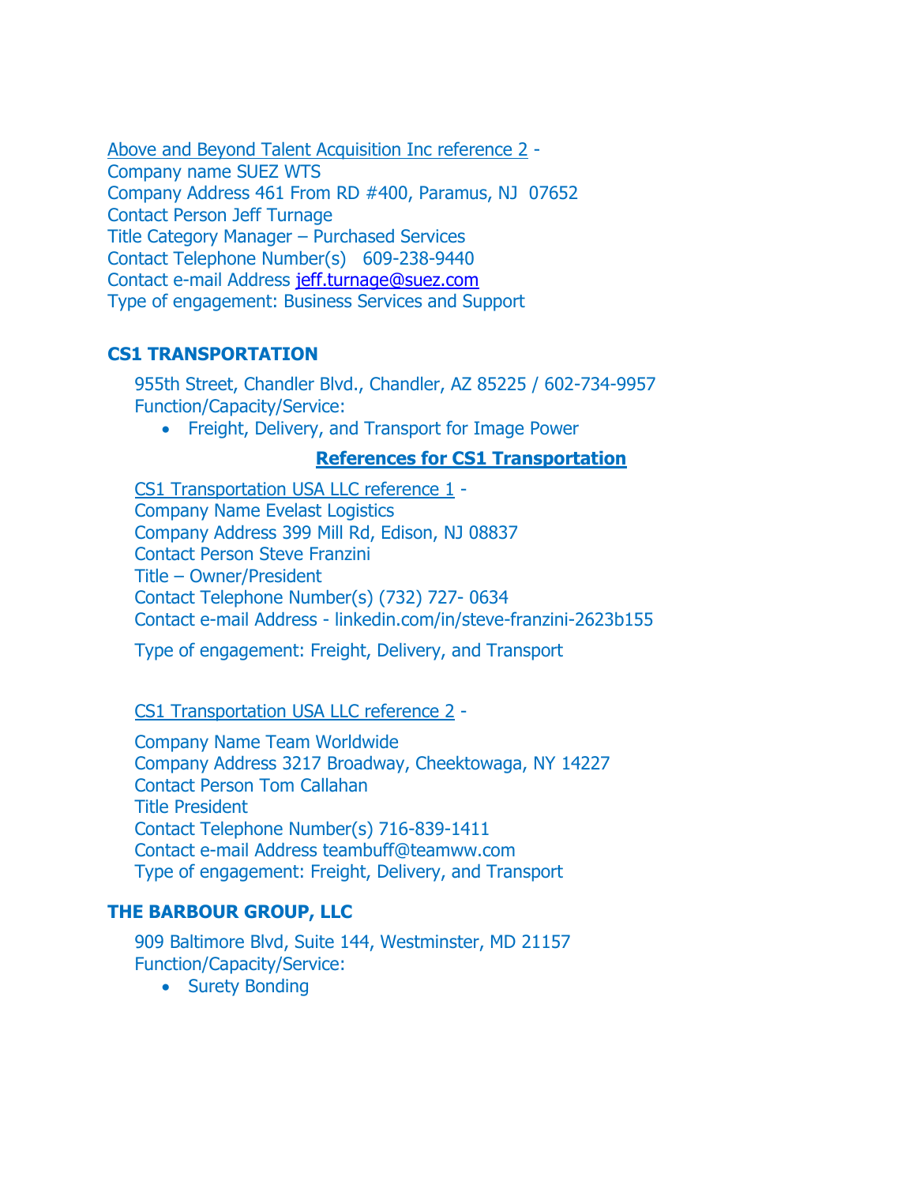Above and Beyond Talent Acquisition Inc reference 2 -
Company name SUEZ WTS
Company Address 461 From RD #400, Paramus, NJ 07652
Contact Person Jeff Turnage
Title Category Manager – Purchased Services
Contact Telephone Number(s) 609-238-9440
Contact e-mail Address jeff.turnage@suez.com
Type of engagement: Business Services and Support

**CS1 TRANSPORTATION**

955th Street, Chandler Blvd., Chandler, AZ 85225 / 602-734-9957
Function/Capacity/Service:

- Freight, Delivery, and Transport for Image Power

**References for CS1 Transportation**

CS1 Transportation USA LLC reference 1 -
Company Name Evelast Logistics
Company Address 399 Mill Rd, Edison, NJ 08837
Contact Person Steve Franzini
Title – Owner/President
Contact Telephone Number(s) (732) 727- 0634
Contact e-mail Address - linkedin.com/in/steve-franzini-2623b155

Type of engagement: Freight, Delivery, and Transport

CS1 Transportation USA LLC reference 2 -

Company Name Team Worldwide
Company Address 3217 Broadway, Cheektowaga, NY 14227
Contact Person Tom Callahan
Title President
Contact Telephone Number(s) 716-839-1411
Contact e-mail Address teambuff@teamww.com
Type of engagement: Freight, Delivery, and Transport

**THE BARBOUR GROUP, LLC**

909 Baltimore Blvd, Suite 144, Westminster, MD 21157
Function/Capacity/Service:

- Surety Bonding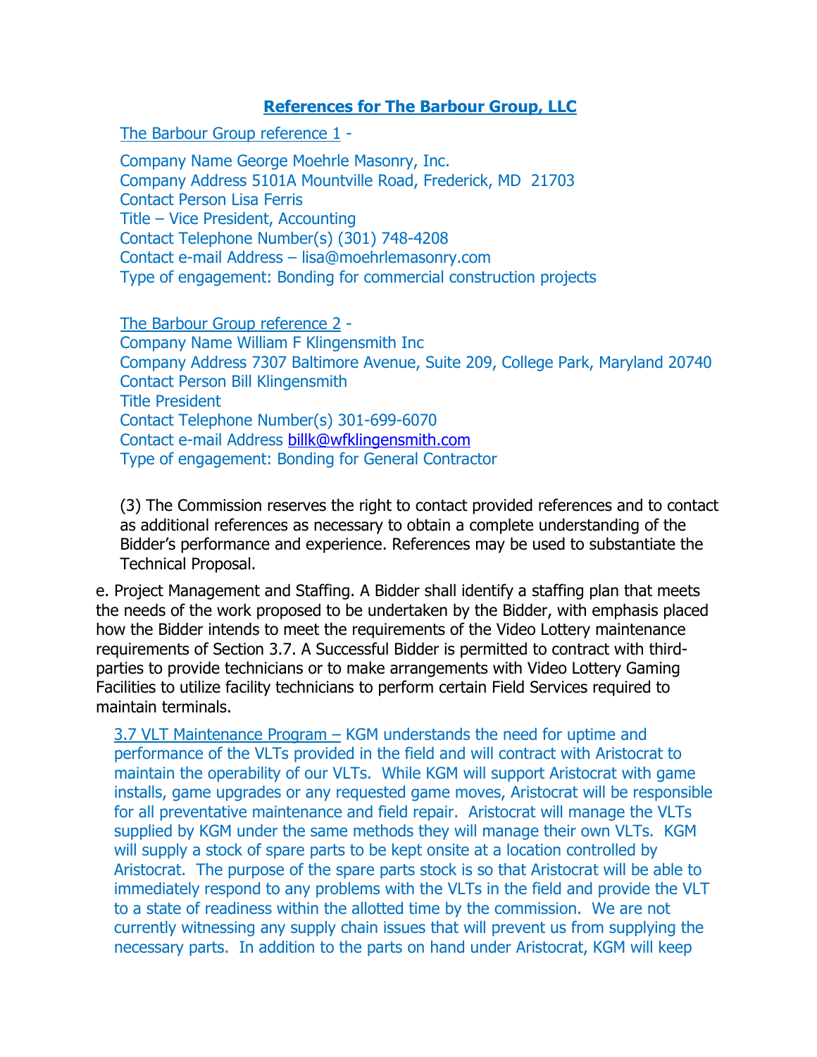## References for The Barbour Group, LLC

The Barbour Group reference 1 -

Company Name George Moehrle Masonry, Inc.
Company Address 5101A Mountville Road, Frederick, MD 21703
Contact Person Lisa Ferris
Title – Vice President, Accounting
Contact Telephone Number(s) (301) 748-4208
Contact e-mail Address – lisa@moehrlemasonry.com
Type of engagement: Bonding for commercial construction projects

The Barbour Group reference 2 -
Company Name William F Klingensmith Inc
Company Address 7307 Baltimore Avenue, Suite 209, College Park, Maryland 20740
Contact Person Bill Klingensmith
Title President
Contact Telephone Number(s) 301-699-6070
Contact e-mail Address billk@wfklingensmith.com
Type of engagement: Bonding for General Contractor

(3) The Commission reserves the right to contact provided references and to contact as additional references as necessary to obtain a complete understanding of the Bidder's performance and experience. References may be used to substantiate the Technical Proposal.

e. Project Management and Staffing. A Bidder shall identify a staffing plan that meets the needs of the work proposed to be undertaken by the Bidder, with emphasis placed how the Bidder intends to meet the requirements of the Video Lottery maintenance requirements of Section 3.7. A Successful Bidder is permitted to contract with third-parties to provide technicians or to make arrangements with Video Lottery Gaming Facilities to utilize facility technicians to perform certain Field Services required to maintain terminals.

3.7 VLT Maintenance Program – KGM understands the need for uptime and performance of the VLTs provided in the field and will contract with Aristocrat to maintain the operability of our VLTs. While KGM will support Aristocrat with game installs, game upgrades or any requested game moves, Aristocrat will be responsible for all preventative maintenance and field repair. Aristocrat will manage the VLTs supplied by KGM under the same methods they will manage their own VLTs. KGM will supply a stock of spare parts to be kept onsite at a location controlled by Aristocrat. The purpose of the spare parts stock is so that Aristocrat will be able to immediately respond to any problems with the VLTs in the field and provide the VLT to a state of readiness within the allotted time by the commission. We are not currently witnessing any supply chain issues that will prevent us from supplying the necessary parts. In addition to the parts on hand under Aristocrat, KGM will keep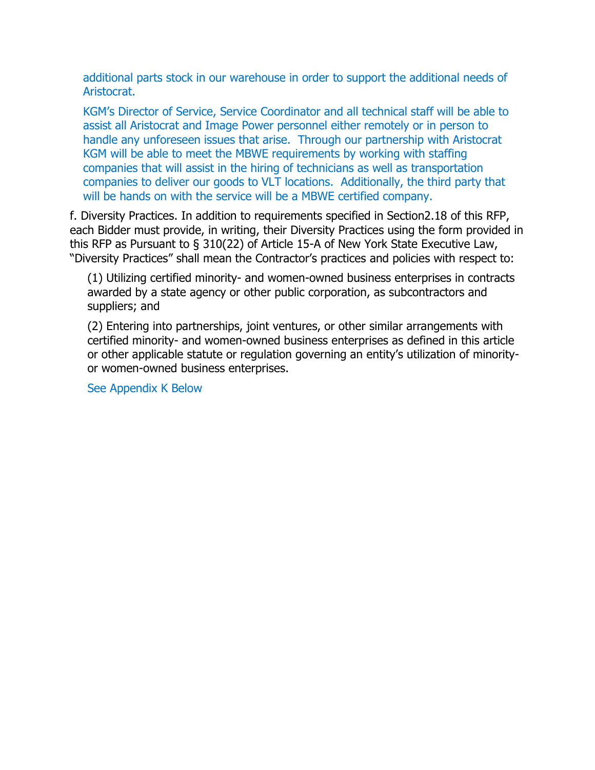additional parts stock in our warehouse in order to support the additional needs of Aristocrat.

KGM's Director of Service, Service Coordinator and all technical staff will be able to assist all Aristocrat and Image Power personnel either remotely or in person to handle any unforeseen issues that arise. Through our partnership with Aristocrat KGM will be able to meet the MBWE requirements by working with staffing companies that will assist in the hiring of technicians as well as transportation companies to deliver our goods to VLT locations. Additionally, the third party that will be hands on with the service will be a MBWE certified company.

f. Diversity Practices. In addition to requirements specified in Section2.18 of this RFP, each Bidder must provide, in writing, their Diversity Practices using the form provided in this RFP as Pursuant to § 310(22) of Article 15-A of New York State Executive Law, "Diversity Practices" shall mean the Contractor's practices and policies with respect to:

(1) Utilizing certified minority- and women-owned business enterprises in contracts awarded by a state agency or other public corporation, as subcontractors and suppliers; and

(2) Entering into partnerships, joint ventures, or other similar arrangements with certified minority- and women-owned business enterprises as defined in this article or other applicable statute or regulation governing an entity's utilization of minority- or women-owned business enterprises.

See Appendix K Below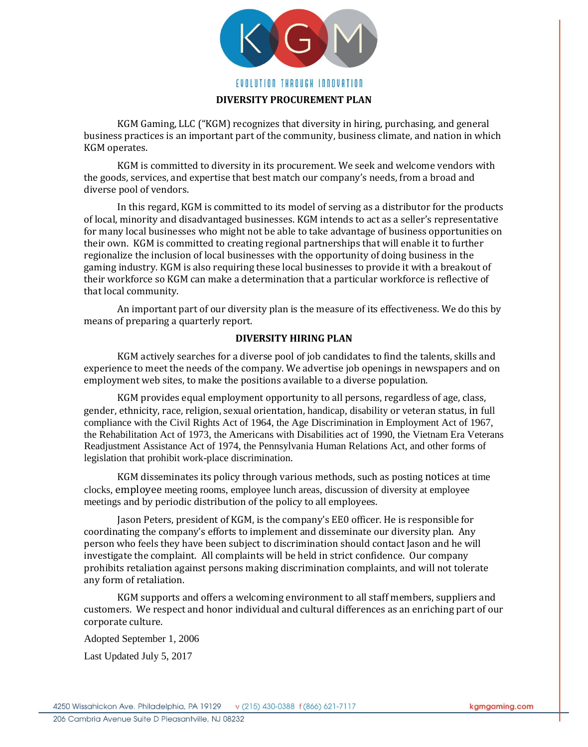EVOLUTION THROUGH INNOVATION

## DIVERSITY PROCUREMENT PLAN

KGM Gaming, LLC ("KGM) recognizes that diversity in hiring, purchasing, and general business practices is an important part of the community, business climate, and nation in which KGM operates.

KGM is committed to diversity in its procurement. We seek and welcome vendors with the goods, services, and expertise that best match our company's needs, from a broad and diverse pool of vendors.

In this regard, KGM is committed to its model of serving as a distributor for the products of local, minority and disadvantaged businesses. KGM intends to act as a seller's representative for many local businesses who might not be able to take advantage of business opportunities on their own. KGM is committed to creating regional partnerships that will enable it to further regionalize the inclusion of local businesses with the opportunity of doing business in the gaming industry. KGM is also requiring these local businesses to provide it with a breakout of their workforce so KGM can make a determination that a particular workforce is reflective of that local community.

An important part of our diversity plan is the measure of its effectiveness. We do this by means of preparing a quarterly report.

## DIVERSITY HIRING PLAN

KGM actively searches for a diverse pool of job candidates to find the talents, skills and experience to meet the needs of the company. We advertise job openings in newspapers and on employment web sites, to make the positions available to a diverse population.

KGM provides equal employment opportunity to all persons, regardless of age, class, gender, ethnicity, race, religion, sexual orientation, handicap, disability or veteran status, in full compliance with the Civil Rights Act of 1964, the Age Discrimination in Employment Act of 1967, the Rehabilitation Act of 1973, the Americans with Disabilities act of 1990, the Vietnam Era Veterans Readjustment Assistance Act of 1974, the Pennsylvania Human Relations Act, and other forms of legislation that prohibit work-place discrimination.

KGM disseminates its policy through various methods, such as posting notices at time clocks, employee meeting rooms, employee lunch areas, discussion of diversity at employee meetings and by periodic distribution of the policy to all employees.

Jason Peters, president of KGM, is the company's EE0 officer. He is responsible for coordinating the company's efforts to implement and disseminate our diversity plan. Any person who feels they have been subject to discrimination should contact Jason and he will investigate the complaint. All complaints will be held in strict confidence. Our company prohibits retaliation against persons making discrimination complaints, and will not tolerate any form of retaliation.

KGM supports and offers a welcoming environment to all staff members, suppliers and customers. We respect and honor individual and cultural differences as an enriching part of our corporate culture.

Adopted September 1, 2006

Last Updated July 5, 2017

4250 Wissahickon Ave. Philadelphia, PA 19129 v (215) 430-0388 f (866) 621-7117 kgmgaming.com

206 Cambria Avenue Suite D Pleasantville, NJ 08232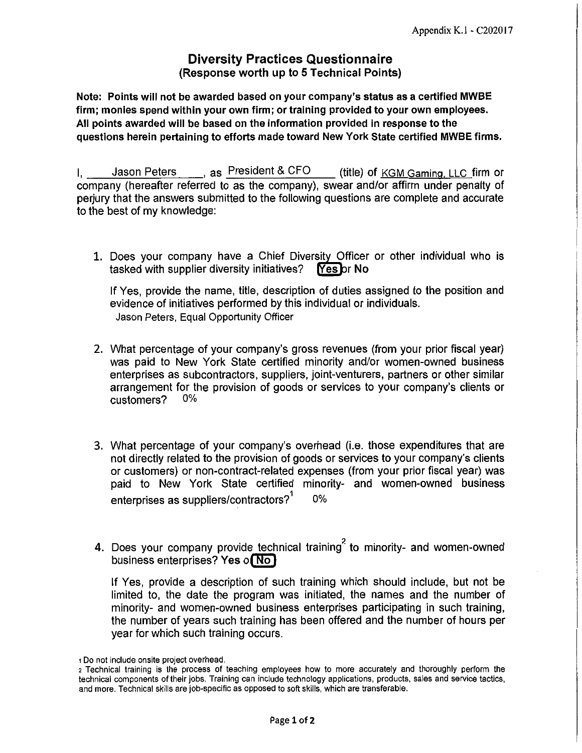Appendix K.1 - C202017

# Diversity Practices Questionnaire

**(Response worth up to 5 Technical Points)**

**Note: Points will not be awarded based on your company's status as a certified MWBE firm; monies spend within your own firm; or training provided to your own employees. All points awarded will be based on the information provided in response to the questions herein pertaining to efforts made toward New York State certified MWBE firms.**

I, Jason Peters, as President & CFO (title) of KGM Gaming, LLC firm or company (hereafter referred to as the company), swear and/or affirm under penalty of perjury that the answers submitted to the following questions are complete and accurate to the best of my knowledge:

1. Does your company have a Chief Diversity Officer or other individual who is tasked with supplier diversity initiatives? **Yes** or **No** (Yes circled)

   If Yes, provide the name, title, description of duties assigned to the position and evidence of initiatives performed by this individual or individuals.
   Jason Peters, Equal Opportunity Officer

2. What percentage of your company's gross revenues (from your prior fiscal year) was paid to New York State certified minority and/or women-owned business enterprises as subcontractors, suppliers, joint-venturers, partners or other similar arrangement for the provision of goods or services to your company's clients or customers? 0%

3. What percentage of your company's overhead (i.e. those expenditures that are not directly related to the provision of goods or services to your company's clients or customers) or non-contract-related expenses (from your prior fiscal year) was paid to New York State certified minority- and women-owned business enterprises as suppliers/contractors?[1] 0%

4. Does your company provide technical training[2] to minority- and women-owned business enterprises? **Yes** or **No** (No circled)

   If Yes, provide a description of such training which should include, but not be limited to, the date the program was initiated, the names and the number of minority- and women-owned business enterprises participating in such training, the number of years such training has been offered and the number of hours per year for which such training occurs.

[1] Do not include onsite project overhead.

[2] Technical training is the process of teaching employees how to more accurately and thoroughly perform the technical components of their jobs. Training can include technology applications, products, sales and service tactics, and more. Technical skills are job-specific as opposed to soft skills, which are transferable.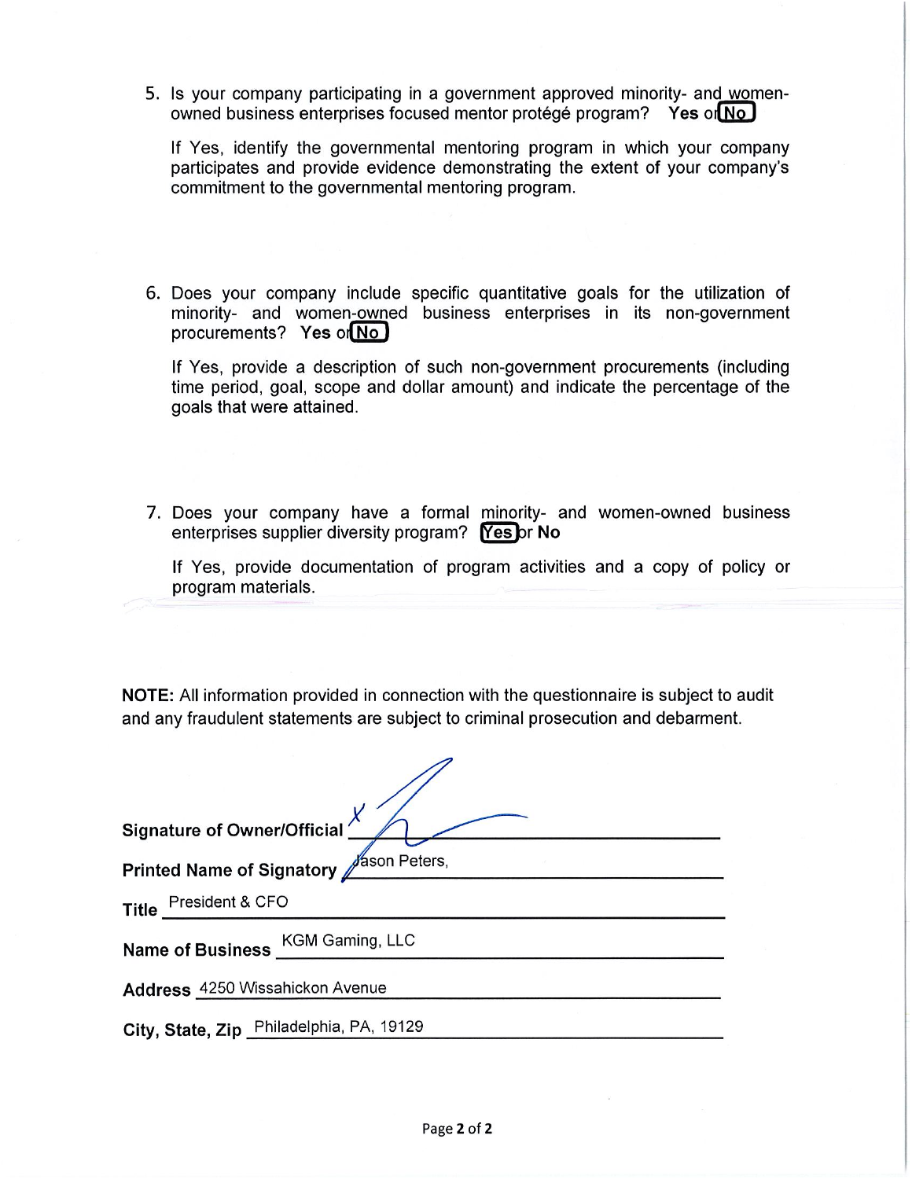5. Is your company participating in a government approved minority- and women-owned business enterprises focused mentor protégé program? **Yes** or **[No]**

   If Yes, identify the governmental mentoring program in which your company participates and provide evidence demonstrating the extent of your company's commitment to the governmental mentoring program.

6. Does your company include specific quantitative goals for the utilization of minority- and women-owned business enterprises in its non-government procurements? **Yes** or **[No]**

   If Yes, provide a description of such non-government procurements (including time period, goal, scope and dollar amount) and indicate the percentage of the goals that were attained.

7. Does your company have a formal minority- and women-owned business enterprises supplier diversity program? **[Yes]** or **No**

   If Yes, provide documentation of program activities and a copy of policy or program materials.

**NOTE:** All information provided in connection with the questionnaire is subject to audit and any fraudulent statements are subject to criminal prosecution and debarment.

**Signature of Owner/Official** X [signature]

**Printed Name of Signatory** Jason Peters,

**Title** President & CFO

**Name of Business** KGM Gaming, LLC

**Address** 4250 Wissahickon Avenue

**City, State, Zip** Philadelphia, PA, 19129